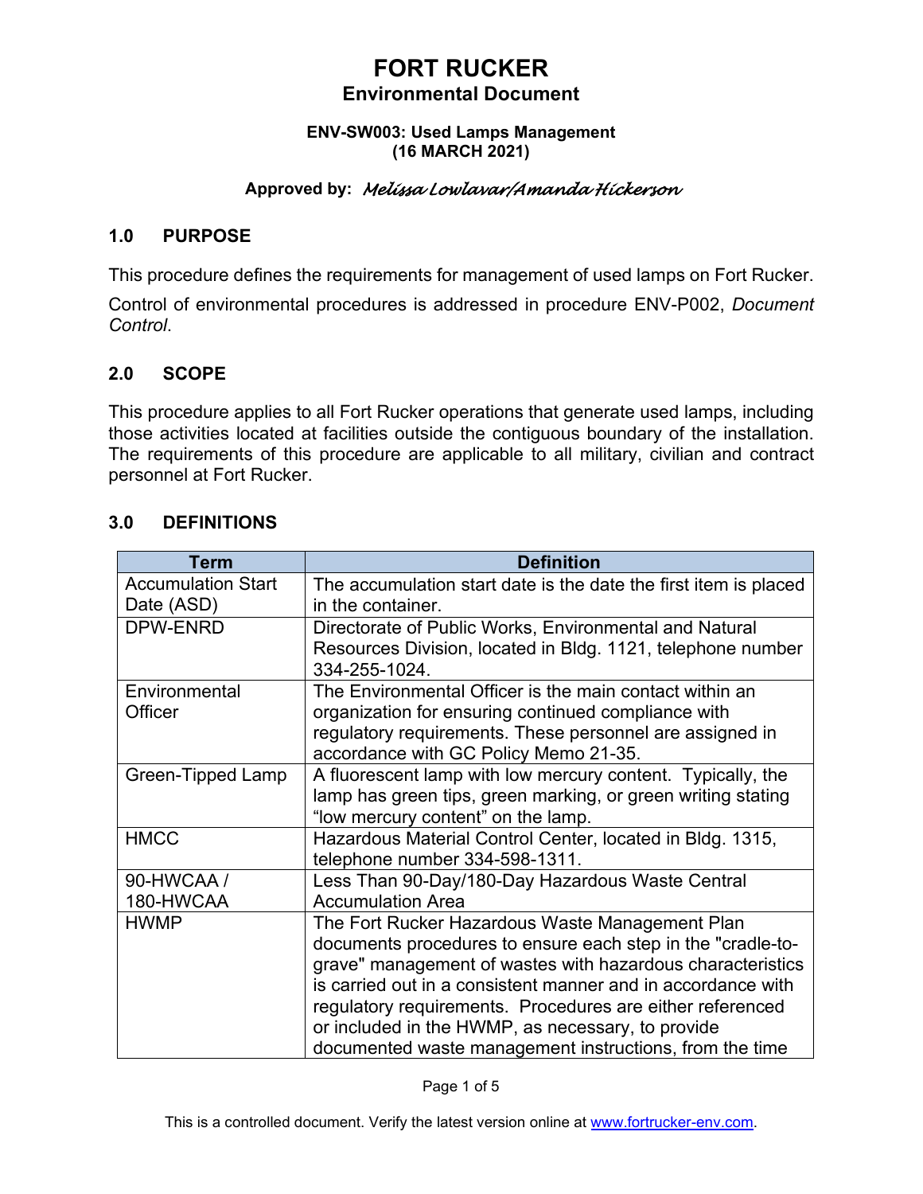# FORT RUCKER
## Environmental Document

**ENV-SW003: Used Lamps Management**
**(16 MARCH 2021)**

**Approved by:** *Melissa Lowlavar/Amanda Hickerson*

## 1.0 PURPOSE

This procedure defines the requirements for management of used lamps on Fort Rucker.

Control of environmental procedures is addressed in procedure ENV-P002, *Document Control*.

## 2.0 SCOPE

This procedure applies to all Fort Rucker operations that generate used lamps, including those activities located at facilities outside the contiguous boundary of the installation. The requirements of this procedure are applicable to all military, civilian and contract personnel at Fort Rucker.

## 3.0 DEFINITIONS

| Term | Definition |
|---|---|
| Accumulation Start Date (ASD) | The accumulation start date is the date the first item is placed in the container. |
| DPW-ENRD | Directorate of Public Works, Environmental and Natural Resources Division, located in Bldg. 1121, telephone number 334-255-1024. |
| Environmental Officer | The Environmental Officer is the main contact within an organization for ensuring continued compliance with regulatory requirements. These personnel are assigned in accordance with GC Policy Memo 21-35. |
| Green-Tipped Lamp | A fluorescent lamp with low mercury content. Typically, the lamp has green tips, green marking, or green writing stating "low mercury content" on the lamp. |
| HMCC | Hazardous Material Control Center, located in Bldg. 1315, telephone number 334-598-1311. |
| 90-HWCAA / 180-HWCAA | Less Than 90-Day/180-Day Hazardous Waste Central Accumulation Area |
| HWMP | The Fort Rucker Hazardous Waste Management Plan documents procedures to ensure each step in the "cradle-to-grave" management of wastes with hazardous characteristics is carried out in a consistent manner and in accordance with regulatory requirements. Procedures are either referenced or included in the HWMP, as necessary, to provide documented waste management instructions, from the time |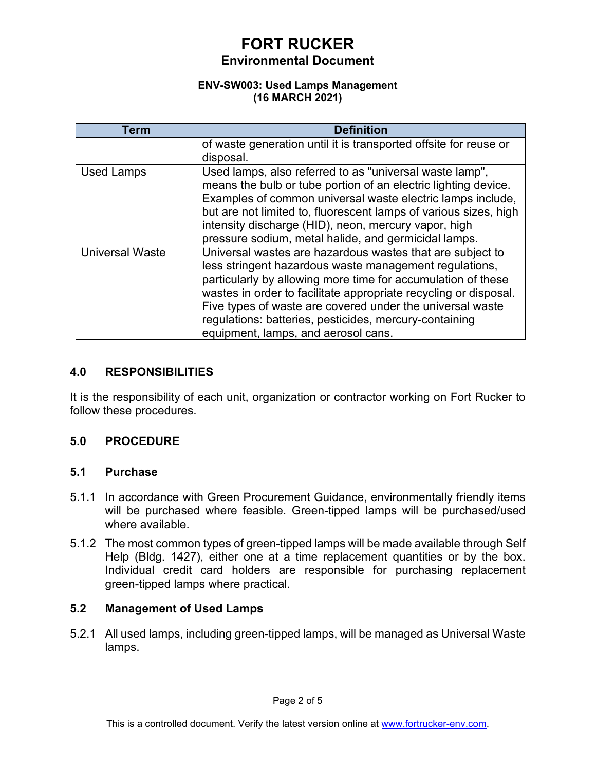| Term | Definition |
|---|---|
| | of waste generation until it is transported offsite for reuse or disposal. |
| Used Lamps | Used lamps, also referred to as "universal waste lamp", means the bulb or tube portion of an electric lighting device. Examples of common universal waste electric lamps include, but are not limited to, fluorescent lamps of various sizes, high intensity discharge (HID), neon, mercury vapor, high pressure sodium, metal halide, and germicidal lamps. |
| Universal Waste | Universal wastes are hazardous wastes that are subject to less stringent hazardous waste management regulations, particularly by allowing more time for accumulation of these wastes in order to facilitate appropriate recycling or disposal. Five types of waste are covered under the universal waste regulations: batteries, pesticides, mercury-containing equipment, lamps, and aerosol cans. |

## 4.0 RESPONSIBILITIES

It is the responsibility of each unit, organization or contractor working on Fort Rucker to follow these procedures.

## 5.0 PROCEDURE

### 5.1 Purchase

5.1.1 In accordance with Green Procurement Guidance, environmentally friendly items will be purchased where feasible. Green-tipped lamps will be purchased/used where available.

5.1.2 The most common types of green-tipped lamps will be made available through Self Help (Bldg. 1427), either one at a time replacement quantities or by the box. Individual credit card holders are responsible for purchasing replacement green-tipped lamps where practical.

### 5.2 Management of Used Lamps

5.2.1 All used lamps, including green-tipped lamps, will be managed as Universal Waste lamps.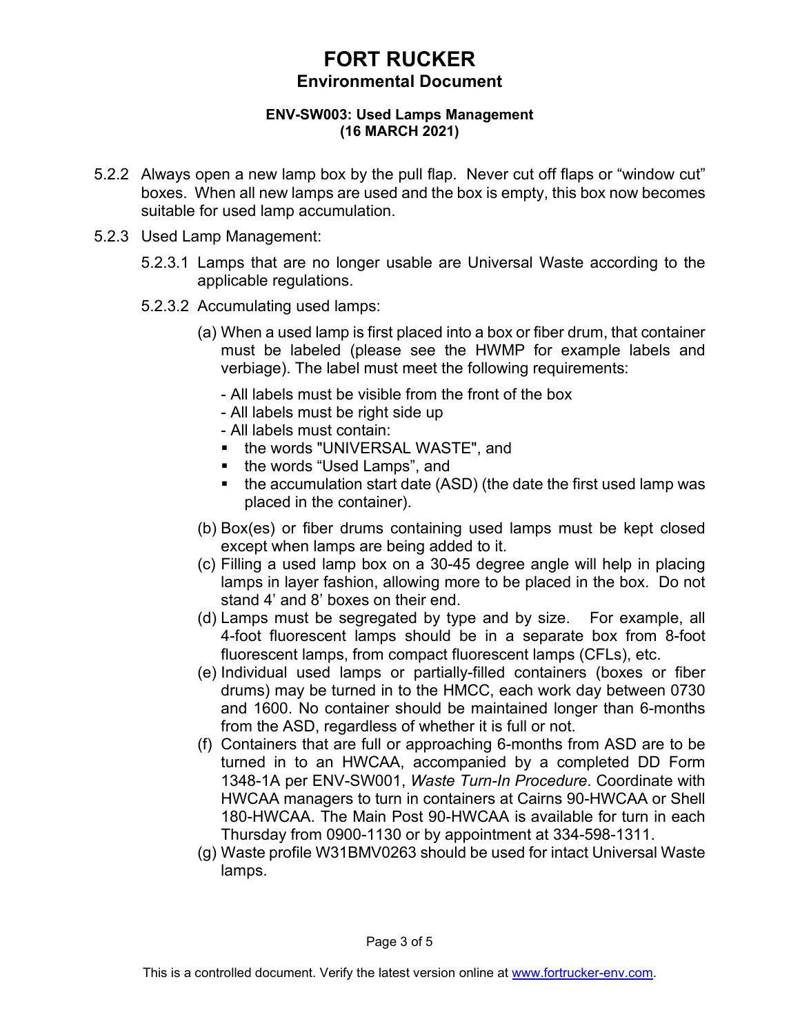5.2.2 Always open a new lamp box by the pull flap. Never cut off flaps or "window cut" boxes. When all new lamps are used and the box is empty, this box now becomes suitable for used lamp accumulation.

5.2.3 Used Lamp Management:

5.2.3.1 Lamps that are no longer usable are Universal Waste according to the applicable regulations.

5.2.3.2 Accumulating used lamps:

(a) When a used lamp is first placed into a box or fiber drum, that container must be labeled (please see the HWMP for example labels and verbiage). The label must meet the following requirements:

- All labels must be visible from the front of the box
- All labels must be right side up
- All labels must contain:
  - the words "UNIVERSAL WASTE", and
  - the words "Used Lamps", and
  - the accumulation start date (ASD) (the date the first used lamp was placed in the container).

(b) Box(es) or fiber drums containing used lamps must be kept closed except when lamps are being added to it.

(c) Filling a used lamp box on a 30-45 degree angle will help in placing lamps in layer fashion, allowing more to be placed in the box. Do not stand 4' and 8' boxes on their end.

(d) Lamps must be segregated by type and by size. For example, all 4-foot fluorescent lamps should be in a separate box from 8-foot fluorescent lamps, from compact fluorescent lamps (CFLs), etc.

(e) Individual used lamps or partially-filled containers (boxes or fiber drums) may be turned in to the HMCC, each work day between 0730 and 1600. No container should be maintained longer than 6-months from the ASD, regardless of whether it is full or not.

(f) Containers that are full or approaching 6-months from ASD are to be turned in to an HWCAA, accompanied by a completed DD Form 1348-1A per ENV-SW001, *Waste Turn-In Procedure*. Coordinate with HWCAA managers to turn in containers at Cairns 90-HWCAA or Shell 180-HWCAA. The Main Post 90-HWCAA is available for turn in each Thursday from 0900-1130 or by appointment at 334-598-1311.

(g) Waste profile W31BMV0263 should be used for intact Universal Waste lamps.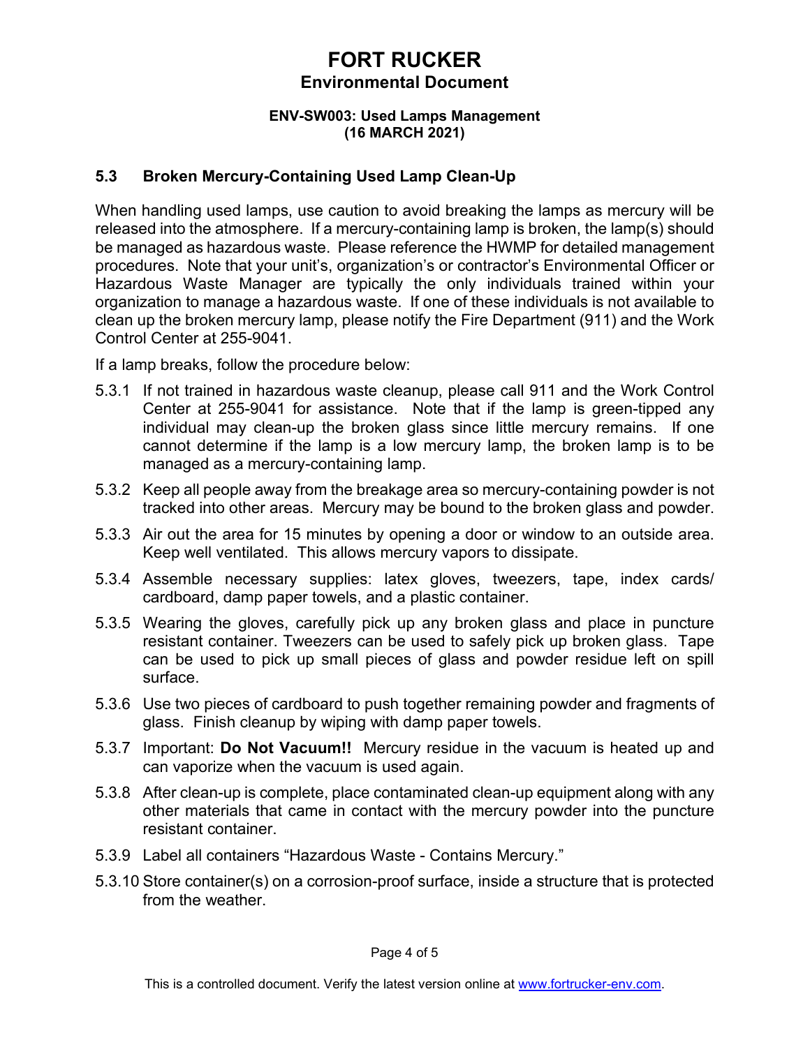## 5.3 Broken Mercury-Containing Used Lamp Clean-Up

When handling used lamps, use caution to avoid breaking the lamps as mercury will be released into the atmosphere. If a mercury-containing lamp is broken, the lamp(s) should be managed as hazardous waste. Please reference the HWMP for detailed management procedures. Note that your unit's, organization's or contractor's Environmental Officer or Hazardous Waste Manager are typically the only individuals trained within your organization to manage a hazardous waste. If one of these individuals is not available to clean up the broken mercury lamp, please notify the Fire Department (911) and the Work Control Center at 255-9041.

If a lamp breaks, follow the procedure below:

5.3.1 If not trained in hazardous waste cleanup, please call 911 and the Work Control Center at 255-9041 for assistance. Note that if the lamp is green-tipped any individual may clean-up the broken glass since little mercury remains. If one cannot determine if the lamp is a low mercury lamp, the broken lamp is to be managed as a mercury-containing lamp.

5.3.2 Keep all people away from the breakage area so mercury-containing powder is not tracked into other areas. Mercury may be bound to the broken glass and powder.

5.3.3 Air out the area for 15 minutes by opening a door or window to an outside area. Keep well ventilated. This allows mercury vapors to dissipate.

5.3.4 Assemble necessary supplies: latex gloves, tweezers, tape, index cards/ cardboard, damp paper towels, and a plastic container.

5.3.5 Wearing the gloves, carefully pick up any broken glass and place in puncture resistant container. Tweezers can be used to safely pick up broken glass. Tape can be used to pick up small pieces of glass and powder residue left on spill surface.

5.3.6 Use two pieces of cardboard to push together remaining powder and fragments of glass. Finish cleanup by wiping with damp paper towels.

5.3.7 Important: **Do Not Vacuum!!** Mercury residue in the vacuum is heated up and can vaporize when the vacuum is used again.

5.3.8 After clean-up is complete, place contaminated clean-up equipment along with any other materials that came in contact with the mercury powder into the puncture resistant container.

5.3.9 Label all containers "Hazardous Waste - Contains Mercury."

5.3.10 Store container(s) on a corrosion-proof surface, inside a structure that is protected from the weather.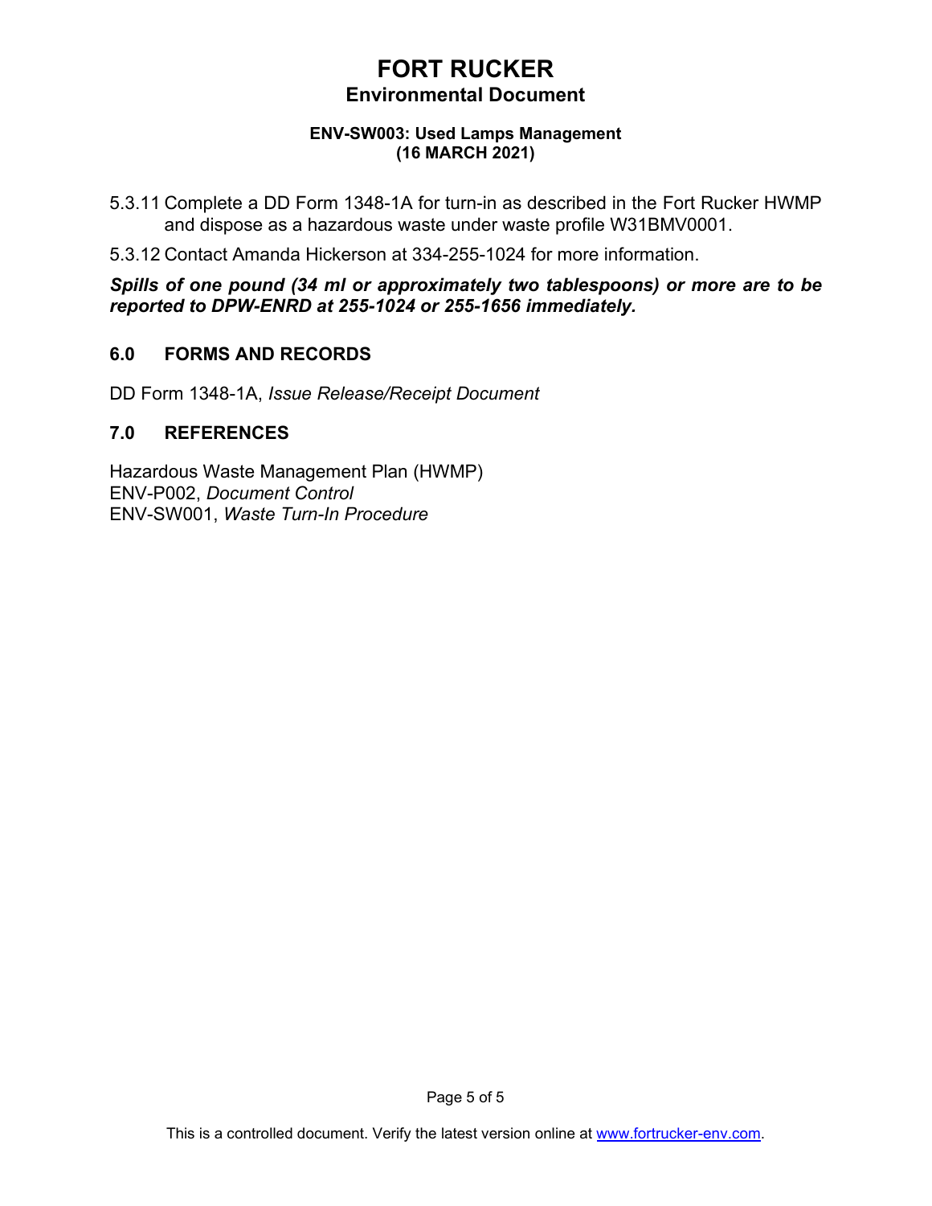5.3.11 Complete a DD Form 1348-1A for turn-in as described in the Fort Rucker HWMP and dispose as a hazardous waste under waste profile W31BMV0001.

5.3.12 Contact Amanda Hickerson at 334-255-1024 for more information.

***Spills of one pound (34 ml or approximately two tablespoons) or more are to be reported to DPW-ENRD at 255-1024 or 255-1656 immediately.***

## 6.0 FORMS AND RECORDS

DD Form 1348-1A, *Issue Release/Receipt Document*

## 7.0 REFERENCES

Hazardous Waste Management Plan (HWMP)
ENV-P002, *Document Control*
ENV-SW001, *Waste Turn-In Procedure*